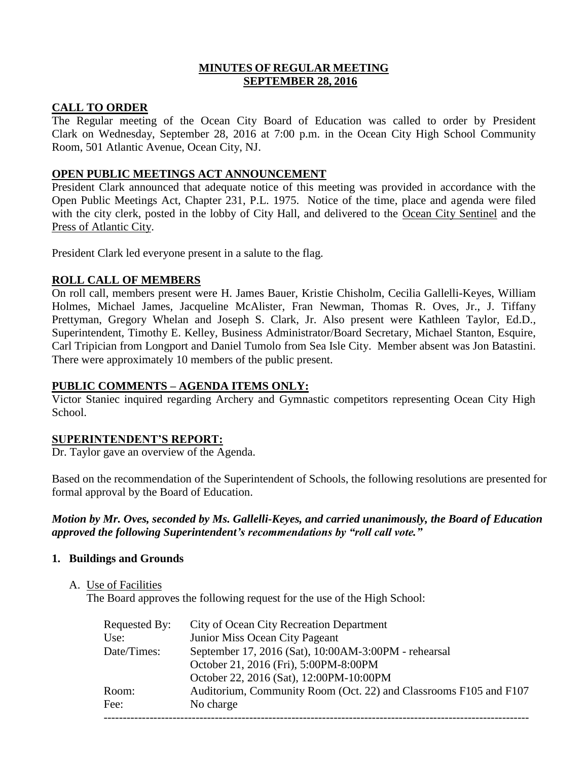# MINUTES OF REGULAR MEETING
# SEPTEMBER 28, 2016

## CALL TO ORDER

The Regular meeting of the Ocean City Board of Education was called to order by President Clark on Wednesday, September 28, 2016 at 7:00 p.m. in the Ocean City High School Community Room, 501 Atlantic Avenue, Ocean City, NJ.

## OPEN PUBLIC MEETINGS ACT ANNOUNCEMENT

President Clark announced that adequate notice of this meeting was provided in accordance with the Open Public Meetings Act, Chapter 231, P.L. 1975. Notice of the time, place and agenda were filed with the city clerk, posted in the lobby of City Hall, and delivered to the Ocean City Sentinel and the Press of Atlantic City.

President Clark led everyone present in a salute to the flag.

## ROLL CALL OF MEMBERS

On roll call, members present were H. James Bauer, Kristie Chisholm, Cecilia Gallelli-Keyes, William Holmes, Michael James, Jacqueline McAlister, Fran Newman, Thomas R. Oves, Jr., J. Tiffany Prettyman, Gregory Whelan and Joseph S. Clark, Jr. Also present were Kathleen Taylor, Ed.D., Superintendent, Timothy E. Kelley, Business Administrator/Board Secretary, Michael Stanton, Esquire, Carl Tripician from Longport and Daniel Tumolo from Sea Isle City. Member absent was Jon Batastini. There were approximately 10 members of the public present.

## PUBLIC COMMENTS – AGENDA ITEMS ONLY:

Victor Staniec inquired regarding Archery and Gymnastic competitors representing Ocean City High School.

## SUPERINTENDENT'S REPORT:

Dr. Taylor gave an overview of the Agenda.

Based on the recommendation of the Superintendent of Schools, the following resolutions are presented for formal approval by the Board of Education.

***Motion by Mr. Oves, seconded by Ms. Gallelli-Keyes, and carried unanimously, the Board of Education approved the following Superintendent's recommendations by "roll call vote."***

### 1. Buildings and Grounds

A. Use of Facilities

The Board approves the following request for the use of the High School:

| | |
|---|---|
| Requested By: | City of Ocean City Recreation Department |
| Use: | Junior Miss Ocean City Pageant |
| Date/Times: | September 17, 2016 (Sat), 10:00AM-3:00PM - rehearsal<br>October 21, 2016 (Fri), 5:00PM-8:00PM<br>October 22, 2016 (Sat), 12:00PM-10:00PM |
| Room: | Auditorium, Community Room (Oct. 22) and Classrooms F105 and F107 |
| Fee: | No charge |

---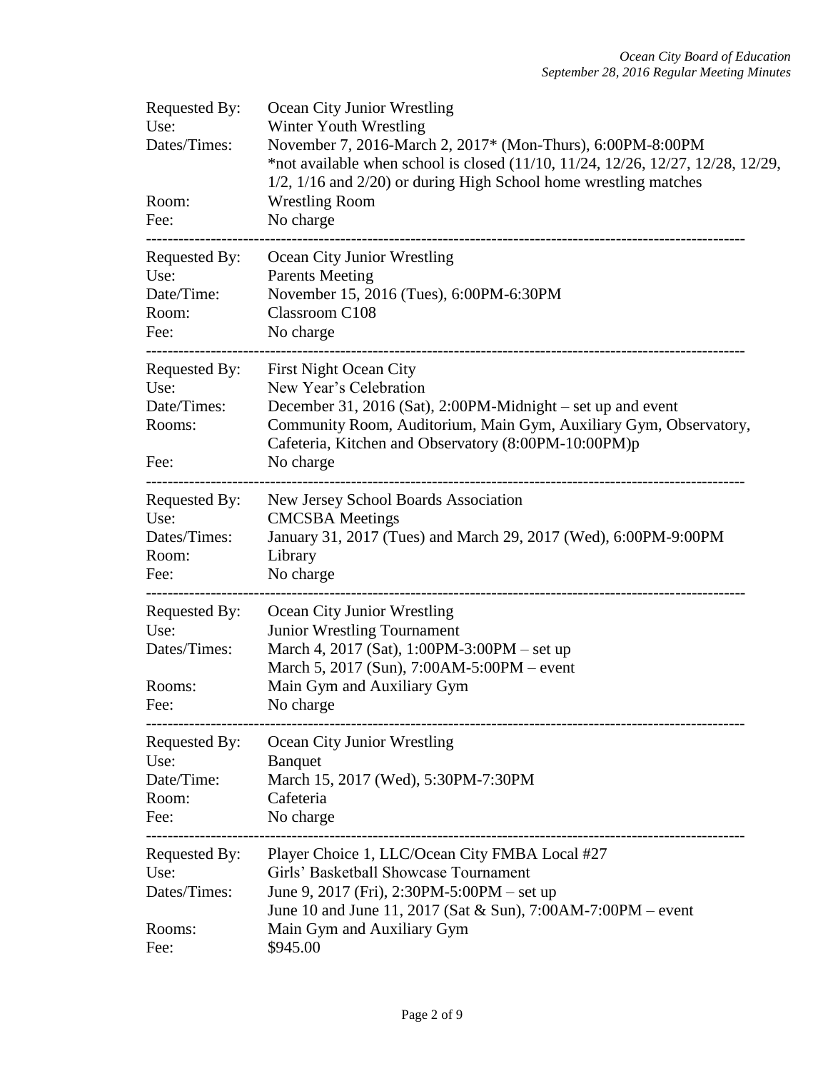Requested By: Ocean City Junior Wrestling
Use: Winter Youth Wrestling
Dates/Times: November 7, 2016-March 2, 2017* (Mon-Thurs), 6:00PM-8:00PM
*not available when school is closed (11/10, 11/24, 12/26, 12/27, 12/28, 12/29, 1/2, 1/16 and 2/20) or during High School home wrestling matches
Room: Wrestling Room
Fee: No charge

---

Requested By: Ocean City Junior Wrestling
Use: Parents Meeting
Date/Time: November 15, 2016 (Tues), 6:00PM-6:30PM
Room: Classroom C108
Fee: No charge

---

Requested By: First Night Ocean City
Use: New Year's Celebration
Date/Times: December 31, 2016 (Sat), 2:00PM-Midnight – set up and event
Rooms: Community Room, Auditorium, Main Gym, Auxiliary Gym, Observatory, Cafeteria, Kitchen and Observatory (8:00PM-10:00PM)p
Fee: No charge

---

Requested By: New Jersey School Boards Association
Use: CMCSBA Meetings
Dates/Times: January 31, 2017 (Tues) and March 29, 2017 (Wed), 6:00PM-9:00PM
Room: Library
Fee: No charge

---

Requested By: Ocean City Junior Wrestling
Use: Junior Wrestling Tournament
Dates/Times: March 4, 2017 (Sat), 1:00PM-3:00PM – set up
March 5, 2017 (Sun), 7:00AM-5:00PM – event
Rooms: Main Gym and Auxiliary Gym
Fee: No charge

---

Requested By: Ocean City Junior Wrestling
Use: Banquet
Date/Time: March 15, 2017 (Wed), 5:30PM-7:30PM
Room: Cafeteria
Fee: No charge

---

Requested By: Player Choice 1, LLC/Ocean City FMBA Local #27
Use: Girls' Basketball Showcase Tournament
Dates/Times: June 9, 2017 (Fri), 2:30PM-5:00PM – set up
June 10 and June 11, 2017 (Sat & Sun), 7:00AM-7:00PM – event
Rooms: Main Gym and Auxiliary Gym
Fee: $945.00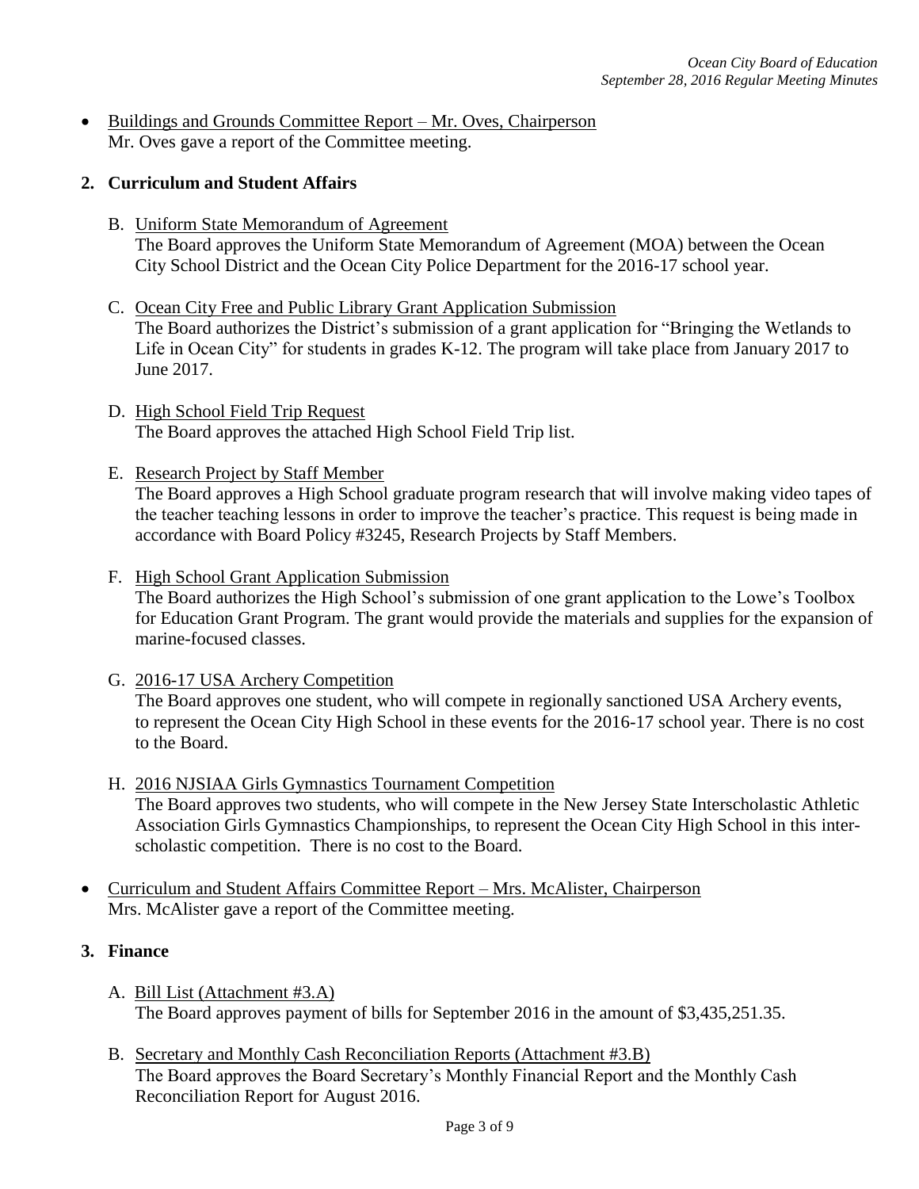- Buildings and Grounds Committee Report – Mr. Oves, Chairperson
  Mr. Oves gave a report of the Committee meeting.

**2. Curriculum and Student Affairs**

B. Uniform State Memorandum of Agreement
The Board approves the Uniform State Memorandum of Agreement (MOA) between the Ocean City School District and the Ocean City Police Department for the 2016-17 school year.

C. Ocean City Free and Public Library Grant Application Submission
The Board authorizes the District's submission of a grant application for "Bringing the Wetlands to Life in Ocean City" for students in grades K-12. The program will take place from January 2017 to June 2017.

D. High School Field Trip Request
The Board approves the attached High School Field Trip list.

E. Research Project by Staff Member
The Board approves a High School graduate program research that will involve making video tapes of the teacher teaching lessons in order to improve the teacher's practice. This request is being made in accordance with Board Policy #3245, Research Projects by Staff Members.

F. High School Grant Application Submission
The Board authorizes the High School's submission of one grant application to the Lowe's Toolbox for Education Grant Program. The grant would provide the materials and supplies for the expansion of marine-focused classes.

G. 2016-17 USA Archery Competition
The Board approves one student, who will compete in regionally sanctioned USA Archery events, to represent the Ocean City High School in these events for the 2016-17 school year. There is no cost to the Board.

H. 2016 NJSIAA Girls Gymnastics Tournament Competition
The Board approves two students, who will compete in the New Jersey State Interscholastic Athletic Association Girls Gymnastics Championships, to represent the Ocean City High School in this inter-scholastic competition. There is no cost to the Board.

- Curriculum and Student Affairs Committee Report – Mrs. McAlister, Chairperson
  Mrs. McAlister gave a report of the Committee meeting.

**3. Finance**

A. Bill List (Attachment #3.A)
The Board approves payment of bills for September 2016 in the amount of $3,435,251.35.

B. Secretary and Monthly Cash Reconciliation Reports (Attachment #3.B)
The Board approves the Board Secretary's Monthly Financial Report and the Monthly Cash Reconciliation Report for August 2016.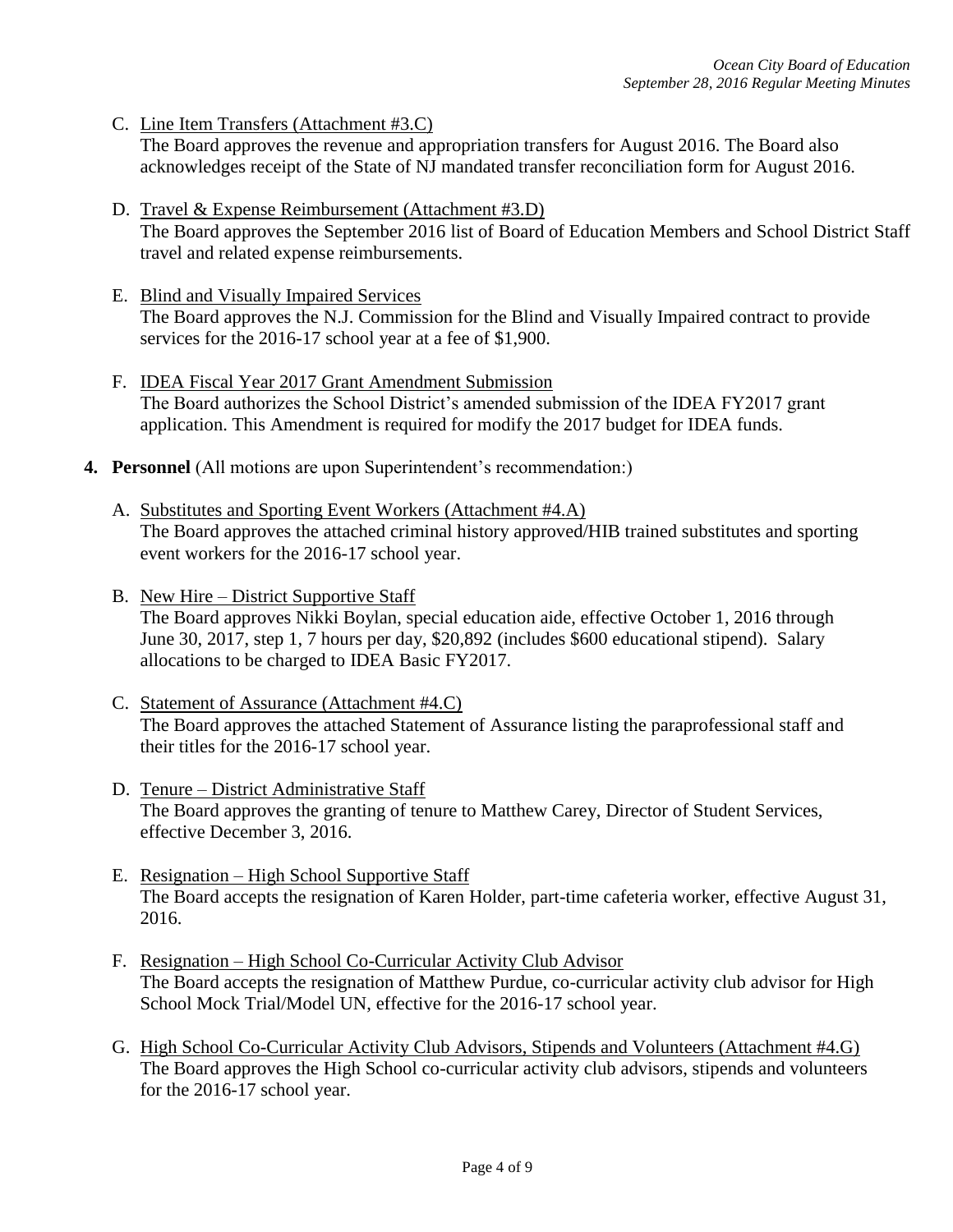C. Line Item Transfers (Attachment #3.C)
   The Board approves the revenue and appropriation transfers for August 2016. The Board also acknowledges receipt of the State of NJ mandated transfer reconciliation form for August 2016.

D. Travel & Expense Reimbursement (Attachment #3.D)
   The Board approves the September 2016 list of Board of Education Members and School District Staff travel and related expense reimbursements.

E. Blind and Visually Impaired Services
   The Board approves the N.J. Commission for the Blind and Visually Impaired contract to provide services for the 2016-17 school year at a fee of $1,900.

F. IDEA Fiscal Year 2017 Grant Amendment Submission
   The Board authorizes the School District's amended submission of the IDEA FY2017 grant application. This Amendment is required for modify the 2017 budget for IDEA funds.

**4. Personnel** (All motions are upon Superintendent's recommendation:)

A. Substitutes and Sporting Event Workers (Attachment #4.A)
   The Board approves the attached criminal history approved/HIB trained substitutes and sporting event workers for the 2016-17 school year.

B. New Hire – District Supportive Staff
   The Board approves Nikki Boylan, special education aide, effective October 1, 2016 through June 30, 2017, step 1, 7 hours per day, $20,892 (includes $600 educational stipend). Salary allocations to be charged to IDEA Basic FY2017.

C. Statement of Assurance (Attachment #4.C)
   The Board approves the attached Statement of Assurance listing the paraprofessional staff and their titles for the 2016-17 school year.

D. Tenure – District Administrative Staff
   The Board approves the granting of tenure to Matthew Carey, Director of Student Services, effective December 3, 2016.

E. Resignation – High School Supportive Staff
   The Board accepts the resignation of Karen Holder, part-time cafeteria worker, effective August 31, 2016.

F. Resignation – High School Co-Curricular Activity Club Advisor
   The Board accepts the resignation of Matthew Purdue, co-curricular activity club advisor for High School Mock Trial/Model UN, effective for the 2016-17 school year.

G. High School Co-Curricular Activity Club Advisors, Stipends and Volunteers (Attachment #4.G)
   The Board approves the High School co-curricular activity club advisors, stipends and volunteers for the 2016-17 school year.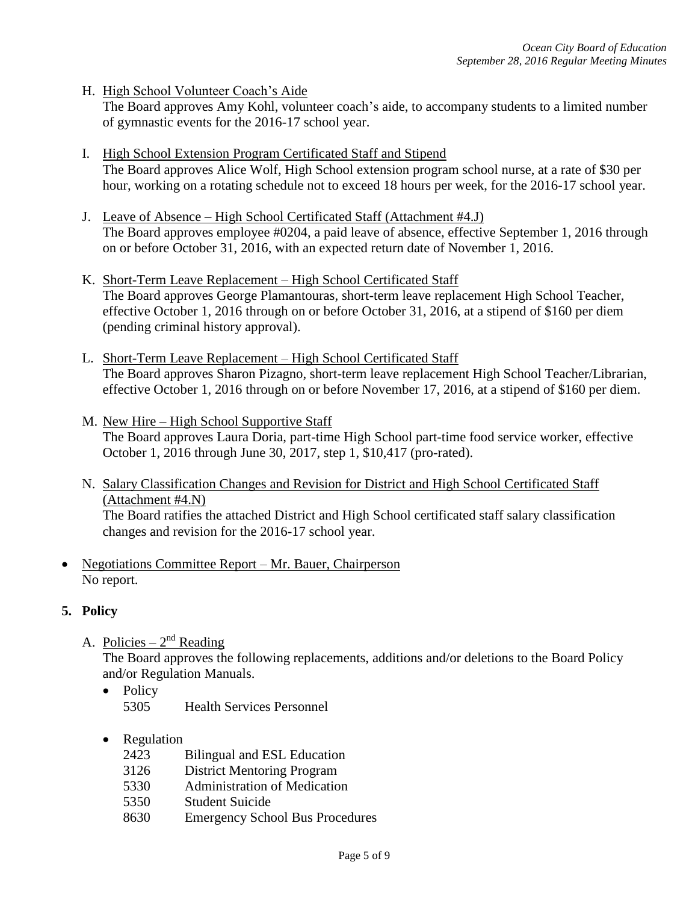H. <u>High School Volunteer Coach's Aide</u>
The Board approves Amy Kohl, volunteer coach's aide, to accompany students to a limited number of gymnastic events for the 2016-17 school year.

I. <u>High School Extension Program Certificated Staff and Stipend</u>
The Board approves Alice Wolf, High School extension program school nurse, at a rate of $30 per hour, working on a rotating schedule not to exceed 18 hours per week, for the 2016-17 school year.

J. <u>Leave of Absence – High School Certificated Staff (Attachment #4.J)</u>
The Board approves employee #0204, a paid leave of absence, effective September 1, 2016 through on or before October 31, 2016, with an expected return date of November 1, 2016.

K. <u>Short-Term Leave Replacement – High School Certificated Staff</u>
The Board approves George Plamantouras, short-term leave replacement High School Teacher, effective October 1, 2016 through on or before October 31, 2016, at a stipend of $160 per diem (pending criminal history approval).

L. <u>Short-Term Leave Replacement – High School Certificated Staff</u>
The Board approves Sharon Pizagno, short-term leave replacement High School Teacher/Librarian, effective October 1, 2016 through on or before November 17, 2016, at a stipend of $160 per diem.

M. <u>New Hire – High School Supportive Staff</u>
The Board approves Laura Doria, part-time High School part-time food service worker, effective October 1, 2016 through June 30, 2017, step 1, $10,417 (pro-rated).

N. <u>Salary Classification Changes and Revision for District and High School Certificated Staff (Attachment #4.N)</u>
The Board ratifies the attached District and High School certificated staff salary classification changes and revision for the 2016-17 school year.

- <u>Negotiations Committee Report – Mr. Bauer, Chairperson</u>
  No report.

**5. Policy**

A. <u>Policies – 2nd Reading</u>
The Board approves the following replacements, additions and/or deletions to the Board Policy and/or Regulation Manuals.

- Policy
  - 5305 Health Services Personnel
- Regulation
  - 2423 Bilingual and ESL Education
  - 3126 District Mentoring Program
  - 5330 Administration of Medication
  - 5350 Student Suicide
  - 8630 Emergency School Bus Procedures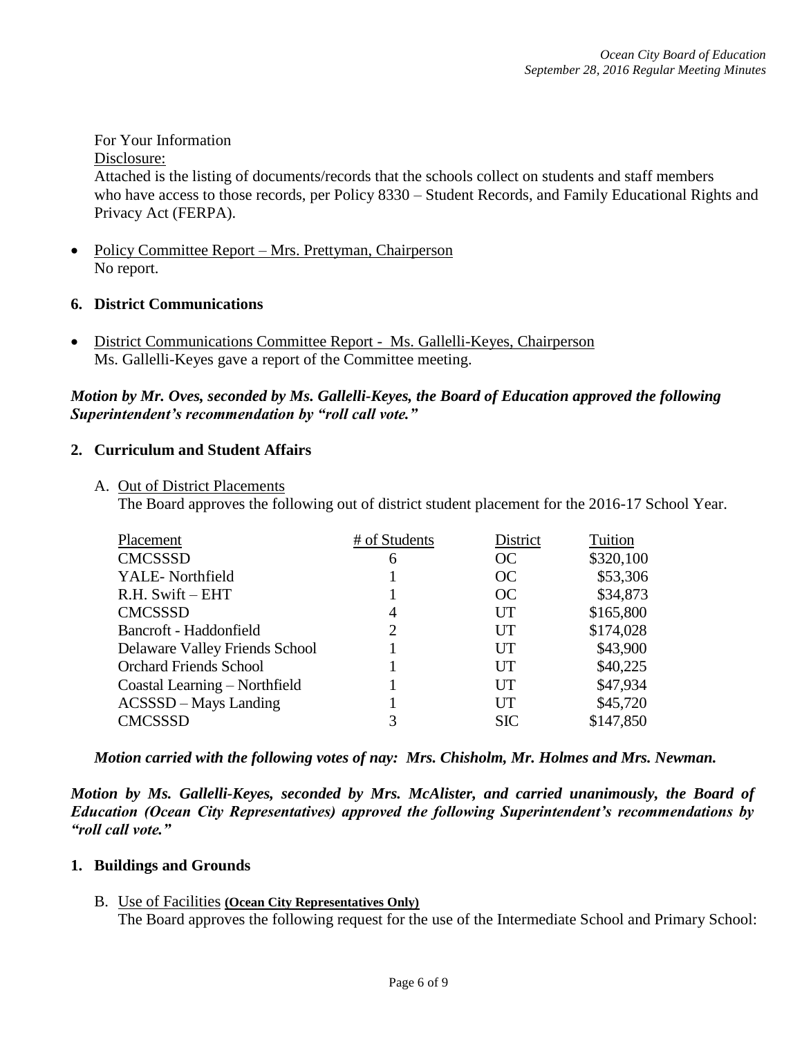For Your Information
Disclosure:
Attached is the listing of documents/records that the schools collect on students and staff members who have access to those records, per Policy 8330 – Student Records, and Family Educational Rights and Privacy Act (FERPA).

- Policy Committee Report – Mrs. Prettyman, Chairperson
  No report.

**6. District Communications**

- District Communications Committee Report - Ms. Gallelli-Keyes, Chairperson
  Ms. Gallelli-Keyes gave a report of the Committee meeting.

***Motion by Mr. Oves, seconded by Ms. Gallelli-Keyes, the Board of Education approved the following Superintendent's recommendation by "roll call vote."***

**2. Curriculum and Student Affairs**

A. Out of District Placements
The Board approves the following out of district student placement for the 2016-17 School Year.

| Placement | # of Students | District | Tuition |
|---|---|---|---|
| CMCSSSD | 6 | OC | $320,100 |
| YALE- Northfield | 1 | OC | $53,306 |
| R.H. Swift – EHT | 1 | OC | $34,873 |
| CMCSSSD | 4 | UT | $165,800 |
| Bancroft - Haddonfield | 2 | UT | $174,028 |
| Delaware Valley Friends School | 1 | UT | $43,900 |
| Orchard Friends School | 1 | UT | $40,225 |
| Coastal Learning – Northfield | 1 | UT | $47,934 |
| ACSSSD – Mays Landing | 1 | UT | $45,720 |
| CMCSSSD | 3 | SIC | $147,850 |

***Motion carried with the following votes of nay: Mrs. Chisholm, Mr. Holmes and Mrs. Newman.***

***Motion by Ms. Gallelli-Keyes, seconded by Mrs. McAlister, and carried unanimously, the Board of Education (Ocean City Representatives) approved the following Superintendent's recommendations by "roll call vote."***

**1. Buildings and Grounds**

B. Use of Facilities **(Ocean City Representatives Only)**
The Board approves the following request for the use of the Intermediate School and Primary School: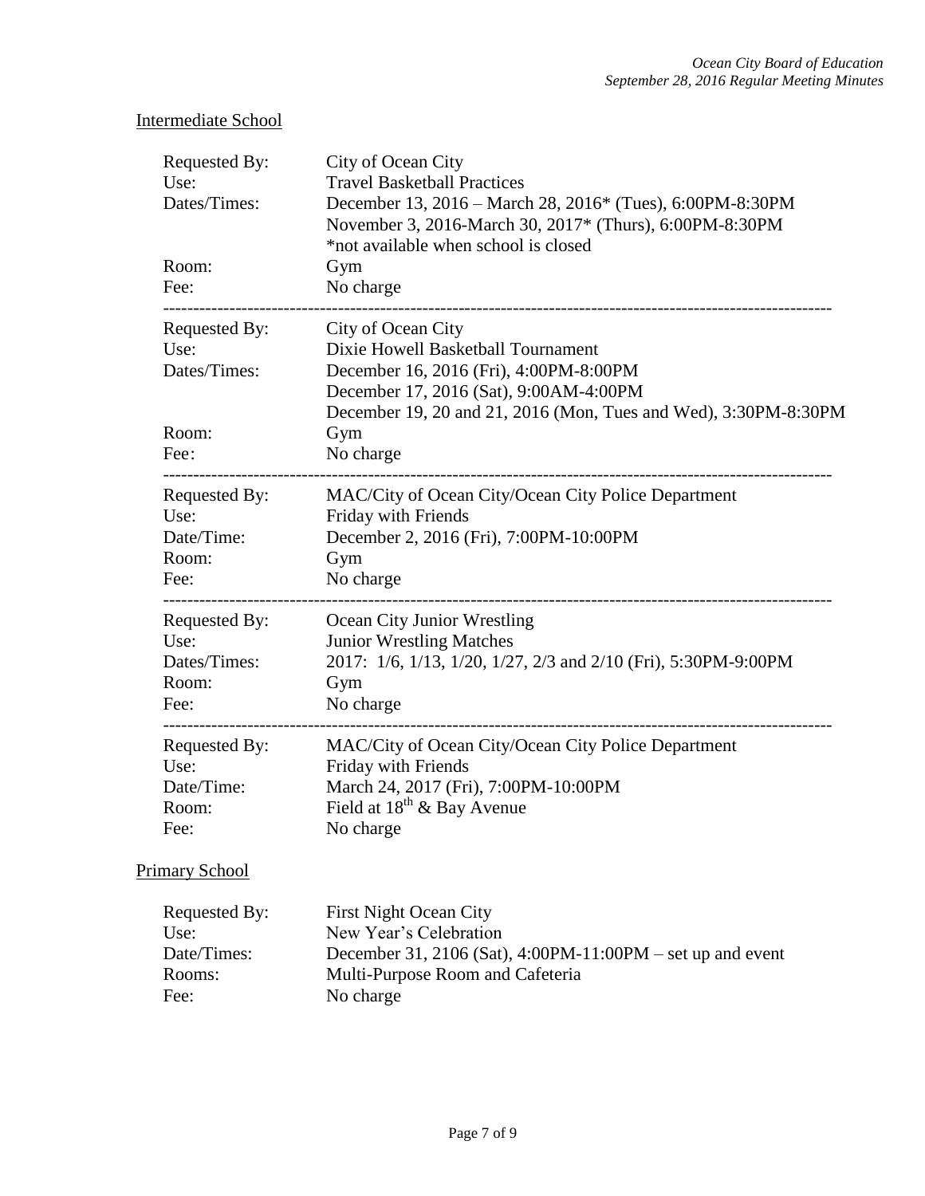Intermediate School

| | |
|---|---|
| Requested By: | City of Ocean City |
| Use: | Travel Basketball Practices |
| Dates/Times: | December 13, 2016 – March 28, 2016* (Tues), 6:00PM-8:30PM<br>November 3, 2016-March 30, 2017* (Thurs), 6:00PM-8:30PM<br>*not available when school is closed |
| Room: | Gym |
| Fee: | No charge |

---

| | |
|---|---|
| Requested By: | City of Ocean City |
| Use: | Dixie Howell Basketball Tournament |
| Dates/Times: | December 16, 2016 (Fri), 4:00PM-8:00PM<br>December 17, 2016 (Sat), 9:00AM-4:00PM<br>December 19, 20 and 21, 2016 (Mon, Tues and Wed), 3:30PM-8:30PM |
| Room: | Gym |
| Fee: | No charge |

---

| | |
|---|---|
| Requested By: | MAC/City of Ocean City/Ocean City Police Department |
| Use: | Friday with Friends |
| Date/Time: | December 2, 2016 (Fri), 7:00PM-10:00PM |
| Room: | Gym |
| Fee: | No charge |

---

| | |
|---|---|
| Requested By: | Ocean City Junior Wrestling |
| Use: | Junior Wrestling Matches |
| Dates/Times: | 2017: 1/6, 1/13, 1/20, 1/27, 2/3 and 2/10 (Fri), 5:30PM-9:00PM |
| Room: | Gym |
| Fee: | No charge |

---

| | |
|---|---|
| Requested By: | MAC/City of Ocean City/Ocean City Police Department |
| Use: | Friday with Friends |
| Date/Time: | March 24, 2017 (Fri), 7:00PM-10:00PM |
| Room: | Field at 18th & Bay Avenue |
| Fee: | No charge |

Primary School

| | |
|---|---|
| Requested By: | First Night Ocean City |
| Use: | New Year's Celebration |
| Date/Times: | December 31, 2106 (Sat), 4:00PM-11:00PM – set up and event |
| Rooms: | Multi-Purpose Room and Cafeteria |
| Fee: | No charge |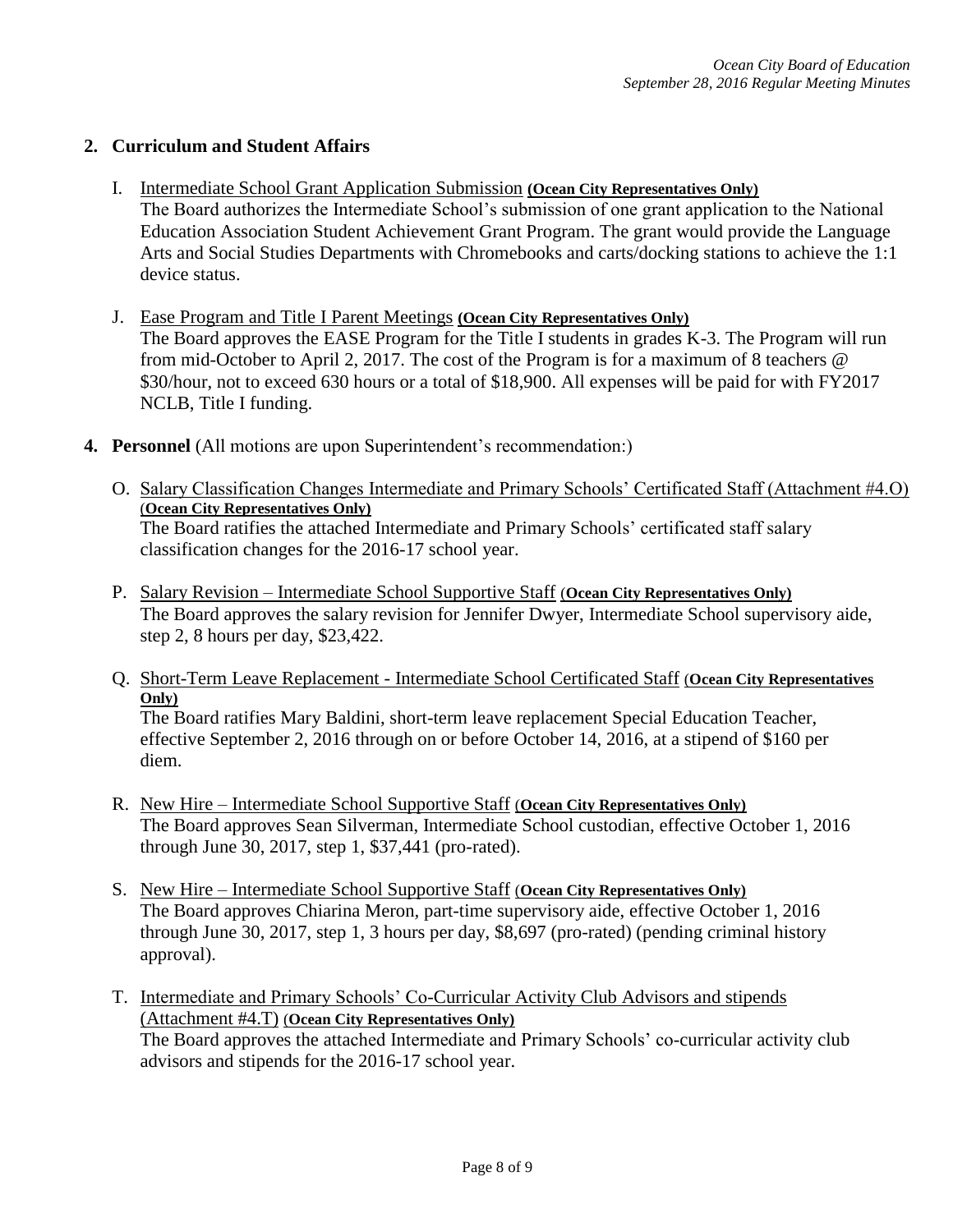## 2. Curriculum and Student Affairs

I. Intermediate School Grant Application Submission **(Ocean City Representatives Only)**
The Board authorizes the Intermediate School's submission of one grant application to the National Education Association Student Achievement Grant Program. The grant would provide the Language Arts and Social Studies Departments with Chromebooks and carts/docking stations to achieve the 1:1 device status.

J. Ease Program and Title I Parent Meetings **(Ocean City Representatives Only)**
The Board approves the EASE Program for the Title I students in grades K-3. The Program will run from mid-October to April 2, 2017. The cost of the Program is for a maximum of 8 teachers @ $30/hour, not to exceed 630 hours or a total of $18,900. All expenses will be paid for with FY2017 NCLB, Title I funding.

## 4. Personnel (All motions are upon Superintendent's recommendation:)

O. Salary Classification Changes Intermediate and Primary Schools' Certificated Staff (Attachment #4.O) (**Ocean City Representatives Only)**
The Board ratifies the attached Intermediate and Primary Schools' certificated staff salary classification changes for the 2016-17 school year.

P. Salary Revision – Intermediate School Supportive Staff (**Ocean City Representatives Only)**
The Board approves the salary revision for Jennifer Dwyer, Intermediate School supervisory aide, step 2, 8 hours per day, $23,422.

Q. Short-Term Leave Replacement - Intermediate School Certificated Staff (**Ocean City Representatives Only)**
The Board ratifies Mary Baldini, short-term leave replacement Special Education Teacher, effective September 2, 2016 through on or before October 14, 2016, at a stipend of $160 per diem.

R. New Hire – Intermediate School Supportive Staff (**Ocean City Representatives Only)**
The Board approves Sean Silverman, Intermediate School custodian, effective October 1, 2016 through June 30, 2017, step 1, $37,441 (pro-rated).

S. New Hire – Intermediate School Supportive Staff (**Ocean City Representatives Only)**
The Board approves Chiarina Meron, part-time supervisory aide, effective October 1, 2016 through June 30, 2017, step 1, 3 hours per day, $8,697 (pro-rated) (pending criminal history approval).

T. Intermediate and Primary Schools' Co-Curricular Activity Club Advisors and stipends (Attachment #4.T) (**Ocean City Representatives Only)**
The Board approves the attached Intermediate and Primary Schools' co-curricular activity club advisors and stipends for the 2016-17 school year.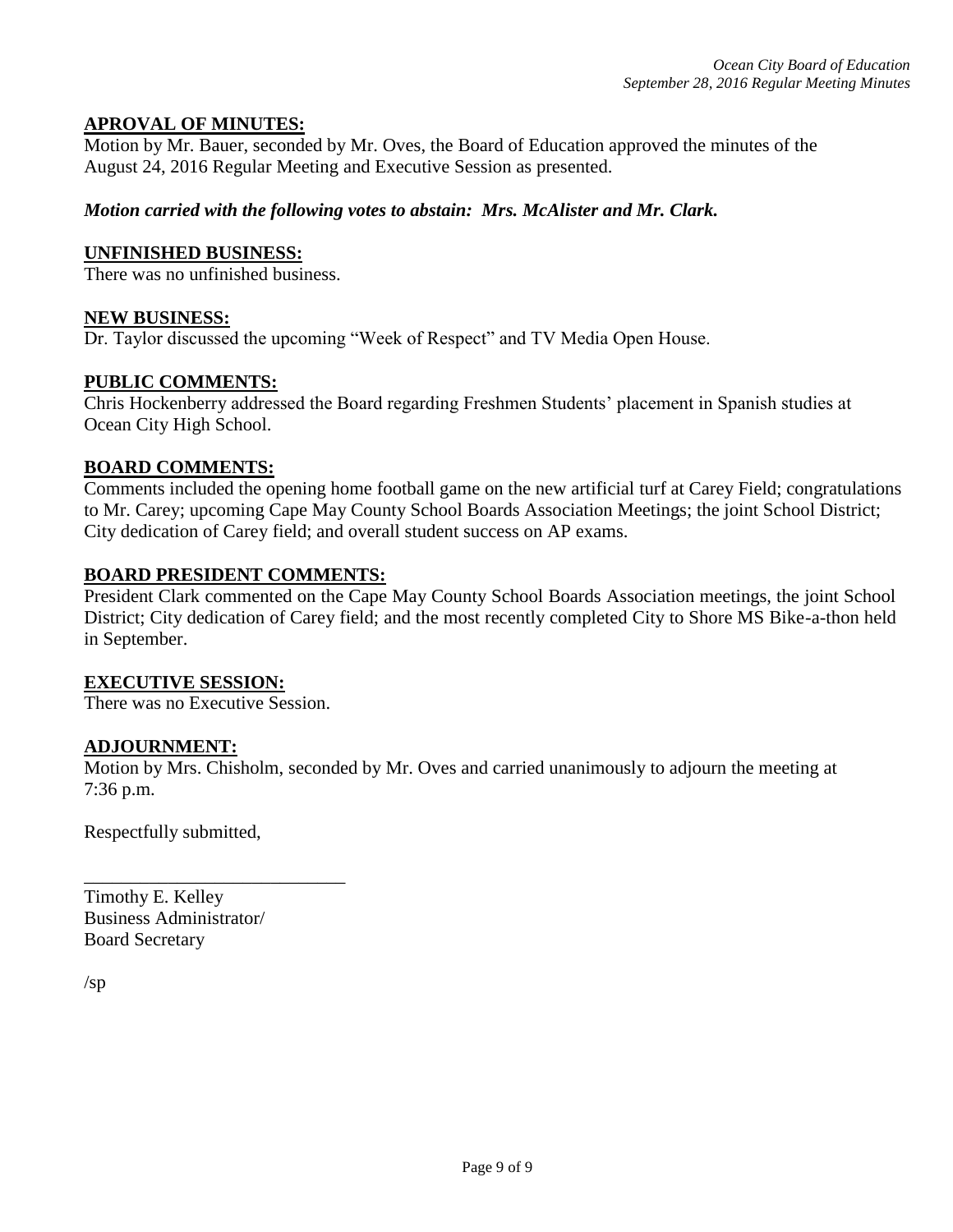**APROVAL OF MINUTES:**

Motion by Mr. Bauer, seconded by Mr. Oves, the Board of Education approved the minutes of the August 24, 2016 Regular Meeting and Executive Session as presented.

***Motion carried with the following votes to abstain: Mrs. McAlister and Mr. Clark.***

**UNFINISHED BUSINESS:**

There was no unfinished business.

**NEW BUSINESS:**

Dr. Taylor discussed the upcoming "Week of Respect" and TV Media Open House.

**PUBLIC COMMENTS:**

Chris Hockenberry addressed the Board regarding Freshmen Students' placement in Spanish studies at Ocean City High School.

**BOARD COMMENTS:**

Comments included the opening home football game on the new artificial turf at Carey Field; congratulations to Mr. Carey; upcoming Cape May County School Boards Association Meetings; the joint School District; City dedication of Carey field; and overall student success on AP exams.

**BOARD PRESIDENT COMMENTS:**

President Clark commented on the Cape May County School Boards Association meetings, the joint School District; City dedication of Carey field; and the most recently completed City to Shore MS Bike-a-thon held in September.

**EXECUTIVE SESSION:**

There was no Executive Session.

**ADJOURNMENT:**

Motion by Mrs. Chisholm, seconded by Mr. Oves and carried unanimously to adjourn the meeting at 7:36 p.m.

Respectfully submitted,

\_\_\_\_\_\_\_\_\_\_\_\_\_\_\_\_\_\_\_\_\_\_\_\_\_\_\_\_

Timothy E. Kelley
Business Administrator/
Board Secretary

/sp